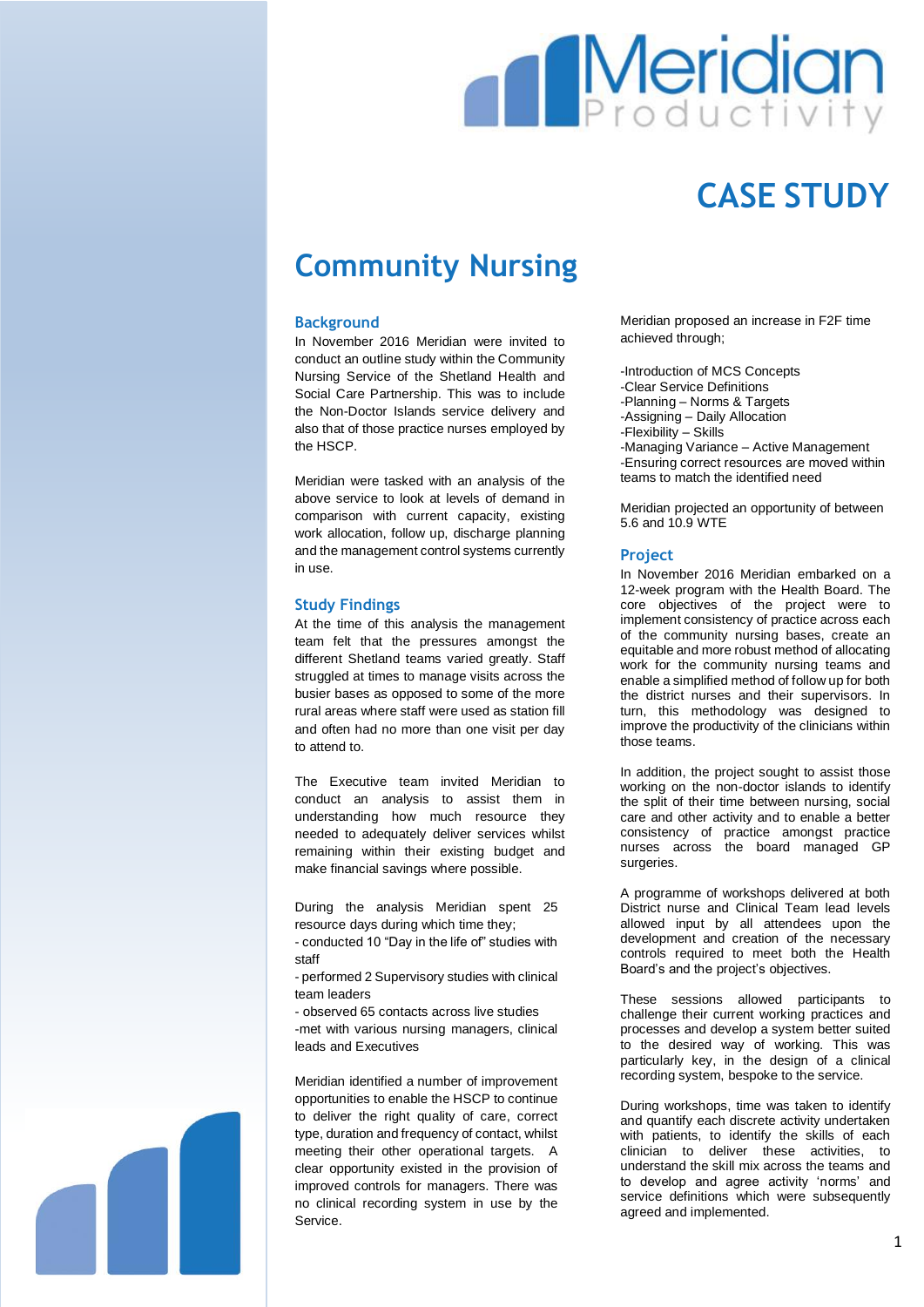# CASE STUDY

# Community Nursing

## Background

In November 2016 Meridian were invited to conduct an outline study within the Community Nursing Service of the Shetland Health and Social Care Partnership. This was to include the Non-Doctor Islands service delivery and also that of those practice nurses employed by the HSCP.

Meridian were tasked with an analysis of the above service to look at levels of demand in comparison with current capacity, existing work allocation, follow up, discharge planning and the management control systems currently in use.

## Study Findings

At the time of this analysis the management team felt that the pressures amongst the different Shetland teams varied greatly. Staff struggled at times to manage visits across the busier bases as opposed to some of the more rural areas where staff were used as station fill and often had no more than one visit per day to attend to.

The Executive team invited Meridian to conduct an analysis to assist them in understanding how much resource they needed to adequately deliver services whilst remaining within their existing budget and make financial savings where possible.

During the analysis Meridian spent 25 resource days during which time they;

- conducted 10 "Day in the life of" studies with staff
- performed 2 Supervisory studies with clinical team leaders
- observed 65 contacts across live studies
- met with various nursing managers, clinical leads and Executives

Meridian identified a number of improvement opportunities to enable the HSCP to continue to deliver the right quality of care, correct type, duration and frequency of contact, whilst meeting their other operational targets. A clear opportunity existed in the provision of improved controls for managers. There was no clinical recording system in use by the Service.

Meridian proposed an increase in F2F time achieved through;

- Introduction of MCS Concepts
- Clear Service Definitions
- Planning – Norms & Targets
- Assigning – Daily Allocation
- Flexibility – Skills
- Managing Variance – Active Management
- Ensuring correct resources are moved within teams to match the identified need

Meridian projected an opportunity of between 5.6 and 10.9 WTE

## Project

In November 2016 Meridian embarked on a 12-week program with the Health Board. The core objectives of the project were to implement consistency of practice across each of the community nursing bases, create an equitable and more robust method of allocating work for the community nursing teams and enable a simplified method of follow up for both the district nurses and their supervisors. In turn, this methodology was designed to improve the productivity of the clinicians within those teams.

In addition, the project sought to assist those working on the non-doctor islands to identify the split of their time between nursing, social care and other activity and to enable a better consistency of practice amongst practice nurses across the board managed GP surgeries.

A programme of workshops delivered at both District nurse and Clinical Team lead levels allowed input by all attendees upon the development and creation of the necessary controls required to meet both the Health Board's and the project's objectives.

These sessions allowed participants to challenge their current working practices and processes and develop a system better suited to the desired way of working. This was particularly key, in the design of a clinical recording system, bespoke to the service.

During workshops, time was taken to identify and quantify each discrete activity undertaken with patients, to identify the skills of each clinician to deliver these activities, to understand the skill mix across the teams and to develop and agree activity 'norms' and service definitions which were subsequently agreed and implemented.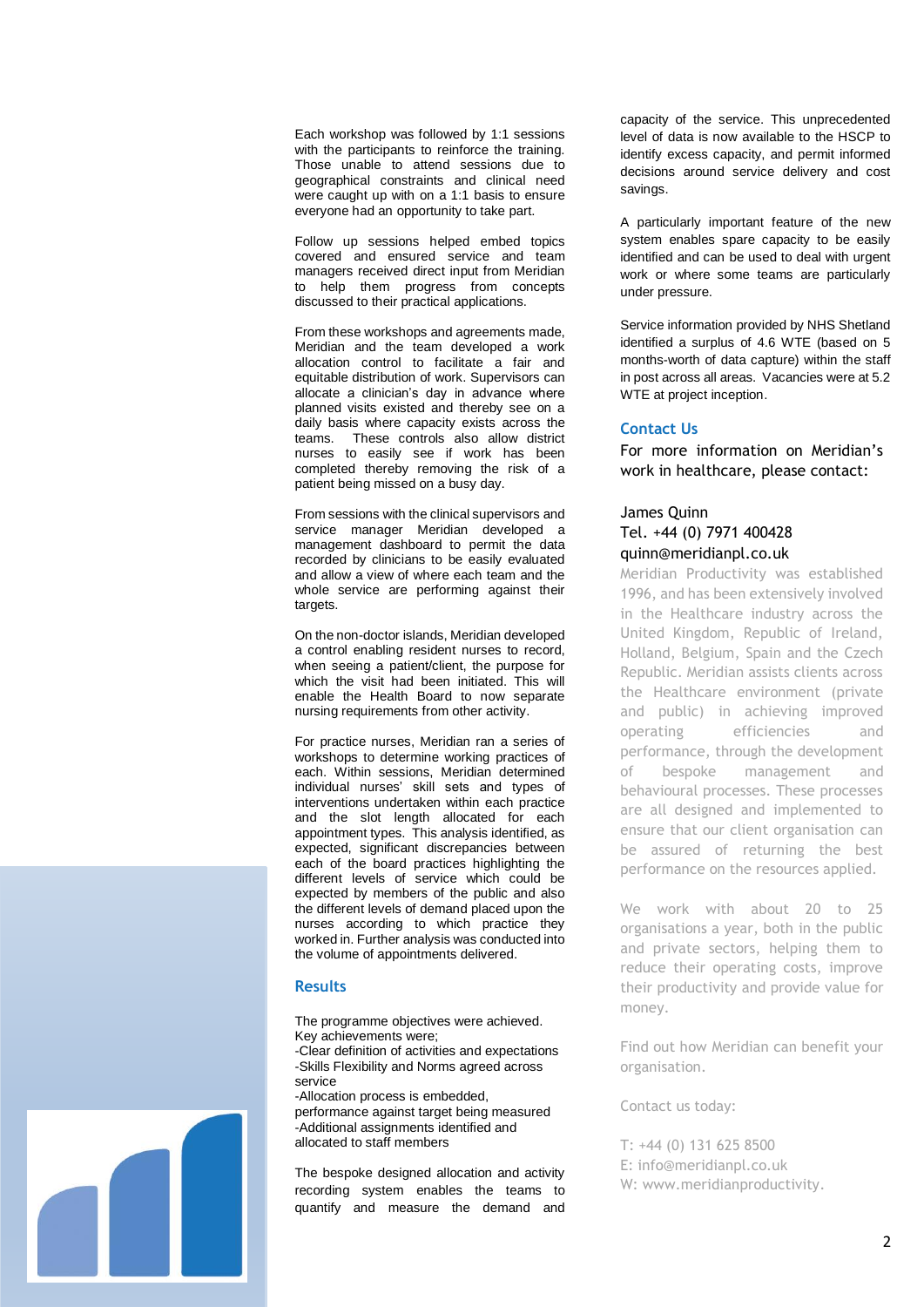Each workshop was followed by 1:1 sessions with the participants to reinforce the training. Those unable to attend sessions due to geographical constraints and clinical need were caught up with on a 1:1 basis to ensure everyone had an opportunity to take part.

Follow up sessions helped embed topics covered and ensured service and team managers received direct input from Meridian to help them progress from concepts discussed to their practical applications.

From these workshops and agreements made, Meridian and the team developed a work allocation control to facilitate a fair and equitable distribution of work. Supervisors can allocate a clinician's day in advance where planned visits existed and thereby see on a daily basis where capacity exists across the teams. These controls also allow district nurses to easily see if work has been completed thereby removing the risk of a patient being missed on a busy day.

From sessions with the clinical supervisors and service manager Meridian developed a management dashboard to permit the data recorded by clinicians to be easily evaluated and allow a view of where each team and the whole service are performing against their targets.

On the non-doctor islands, Meridian developed a control enabling resident nurses to record, when seeing a patient/client, the purpose for which the visit had been initiated. This will enable the Health Board to now separate nursing requirements from other activity.

For practice nurses, Meridian ran a series of workshops to determine working practices of each. Within sessions, Meridian determined individual nurses' skill sets and types of interventions undertaken within each practice and the slot length allocated for each appointment types. This analysis identified, as expected, significant discrepancies between each of the board practices highlighting the different levels of service which could be expected by members of the public and also the different levels of demand placed upon the nurses according to which practice they worked in. Further analysis was conducted into the volume of appointments delivered.

## Results

The programme objectives were achieved. Key achievements were;

- Clear definition of activities and expectations
- Skills Flexibility and Norms agreed across service
- Allocation process is embedded, performance against target being measured
- Additional assignments identified and allocated to staff members

The bespoke designed allocation and activity recording system enables the teams to quantify and measure the demand and capacity of the service. This unprecedented level of data is now available to the HSCP to identify excess capacity, and permit informed decisions around service delivery and cost savings.

A particularly important feature of the new system enables spare capacity to be easily identified and can be used to deal with urgent work or where some teams are particularly under pressure.

Service information provided by NHS Shetland identified a surplus of 4.6 WTE (based on 5 months-worth of data capture) within the staff in post across all areas. Vacancies were at 5.2 WTE at project inception.

## Contact Us

For more information on Meridian's work in healthcare, please contact:

James Quinn
Tel. +44 (0) 7971 400428
quinn@meridianpl.co.uk

Meridian Productivity was established 1996, and has been extensively involved in the Healthcare industry across the United Kingdom, Republic of Ireland, Holland, Belgium, Spain and the Czech Republic. Meridian assists clients across the Healthcare environment (private and public) in achieving improved operating efficiencies and performance, through the development of bespoke management and behavioural processes. These processes are all designed and implemented to ensure that our client organisation can be assured of returning the best performance on the resources applied.

We work with about 20 to 25 organisations a year, both in the public and private sectors, helping them to reduce their operating costs, improve their productivity and provide value for money.

Find out how Meridian can benefit your organisation.

Contact us today:

T: +44 (0) 131 625 8500
E: info@meridianpl.co.uk
W: www.meridianproductivity.